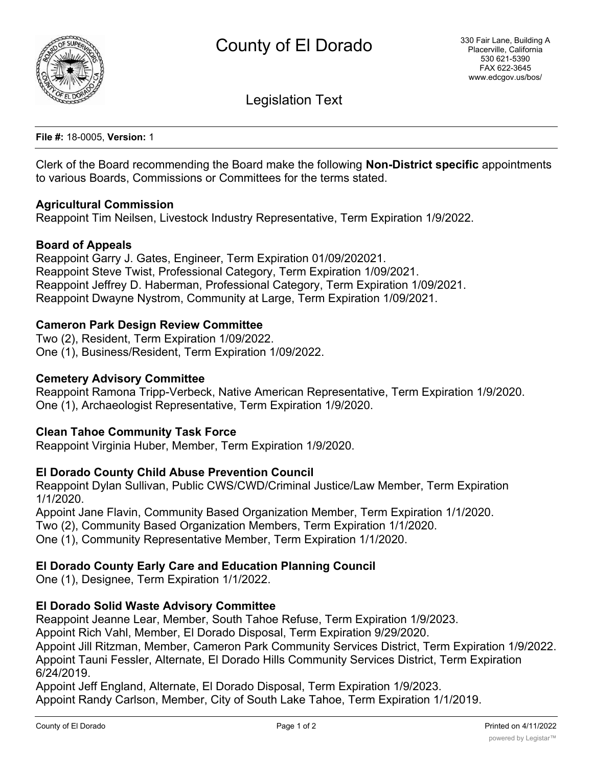# County of El Dorado

330 Fair Lane, Building A
Placerville, California
530 621-5390
FAX 622-3645
www.edcgov.us/bos/

## Legislation Text

**File #:** 18-0005, **Version:** 1

Clerk of the Board recommending the Board make the following **Non-District specific** appointments to various Boards, Commissions or Committees for the terms stated.

**Agricultural Commission**
Reappoint Tim Neilsen, Livestock Industry Representative, Term Expiration 1/9/2022.

**Board of Appeals**
Reappoint Garry J. Gates, Engineer, Term Expiration 01/09/202021.
Reappoint Steve Twist, Professional Category, Term Expiration 1/09/2021.
Reappoint Jeffrey D. Haberman, Professional Category, Term Expiration 1/09/2021.
Reappoint Dwayne Nystrom, Community at Large, Term Expiration 1/09/2021.

**Cameron Park Design Review Committee**
Two (2), Resident, Term Expiration 1/09/2022.
One (1), Business/Resident, Term Expiration 1/09/2022.

**Cemetery Advisory Committee**
Reappoint Ramona Tripp-Verbeck, Native American Representative, Term Expiration 1/9/2020.
One (1), Archaeologist Representative, Term Expiration 1/9/2020.

**Clean Tahoe Community Task Force**
Reappoint Virginia Huber, Member, Term Expiration 1/9/2020.

**El Dorado County Child Abuse Prevention Council**
Reappoint Dylan Sullivan, Public CWS/CWD/Criminal Justice/Law Member, Term Expiration 1/1/2020.
Appoint Jane Flavin, Community Based Organization Member, Term Expiration 1/1/2020.
Two (2), Community Based Organization Members, Term Expiration 1/1/2020.
One (1), Community Representative Member, Term Expiration 1/1/2020.

**El Dorado County Early Care and Education Planning Council**
One (1), Designee, Term Expiration 1/1/2022.

**El Dorado Solid Waste Advisory Committee**
Reappoint Jeanne Lear, Member, South Tahoe Refuse, Term Expiration 1/9/2023.
Appoint Rich Vahl, Member, El Dorado Disposal, Term Expiration 9/29/2020.
Appoint Jill Ritzman, Member, Cameron Park Community Services District, Term Expiration 1/9/2022.
Appoint Tauni Fessler, Alternate, El Dorado Hills Community Services District, Term Expiration 6/24/2019.
Appoint Jeff England, Alternate, El Dorado Disposal, Term Expiration 1/9/2023.
Appoint Randy Carlson, Member, City of South Lake Tahoe, Term Expiration 1/1/2019.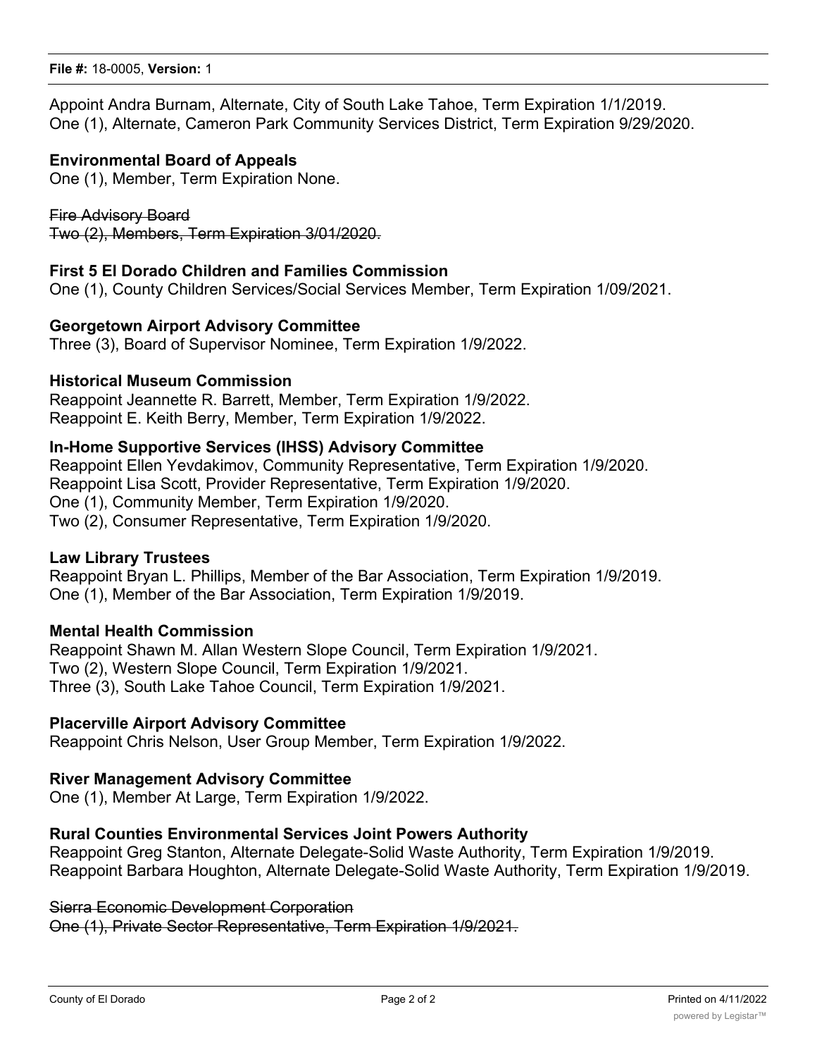Appoint Andra Burnam, Alternate, City of South Lake Tahoe, Term Expiration 1/1/2019.
One (1), Alternate, Cameron Park Community Services District, Term Expiration 9/29/2020.

**Environmental Board of Appeals**
One (1), Member, Term Expiration None.

~~Fire Advisory Board~~
~~Two (2), Members, Term Expiration 3/01/2020.~~

**First 5 El Dorado Children and Families Commission**
One (1), County Children Services/Social Services Member, Term Expiration 1/09/2021.

**Georgetown Airport Advisory Committee**
Three (3), Board of Supervisor Nominee, Term Expiration 1/9/2022.

**Historical Museum Commission**
Reappoint Jeannette R. Barrett, Member, Term Expiration 1/9/2022.
Reappoint E. Keith Berry, Member, Term Expiration 1/9/2022.

**In-Home Supportive Services (IHSS) Advisory Committee**
Reappoint Ellen Yevdakimov, Community Representative, Term Expiration 1/9/2020.
Reappoint Lisa Scott, Provider Representative, Term Expiration 1/9/2020.
One (1), Community Member, Term Expiration 1/9/2020.
Two (2), Consumer Representative, Term Expiration 1/9/2020.

**Law Library Trustees**
Reappoint Bryan L. Phillips, Member of the Bar Association, Term Expiration 1/9/2019.
One (1), Member of the Bar Association, Term Expiration 1/9/2019.

**Mental Health Commission**
Reappoint Shawn M. Allan Western Slope Council, Term Expiration 1/9/2021.
Two (2), Western Slope Council, Term Expiration 1/9/2021.
Three (3), South Lake Tahoe Council, Term Expiration 1/9/2021.

**Placerville Airport Advisory Committee**
Reappoint Chris Nelson, User Group Member, Term Expiration 1/9/2022.

**River Management Advisory Committee**
One (1), Member At Large, Term Expiration 1/9/2022.

**Rural Counties Environmental Services Joint Powers Authority**
Reappoint Greg Stanton, Alternate Delegate-Solid Waste Authority, Term Expiration 1/9/2019.
Reappoint Barbara Houghton, Alternate Delegate-Solid Waste Authority, Term Expiration 1/9/2019.

~~Sierra Economic Development Corporation~~
~~One (1), Private Sector Representative, Term Expiration 1/9/2021.~~